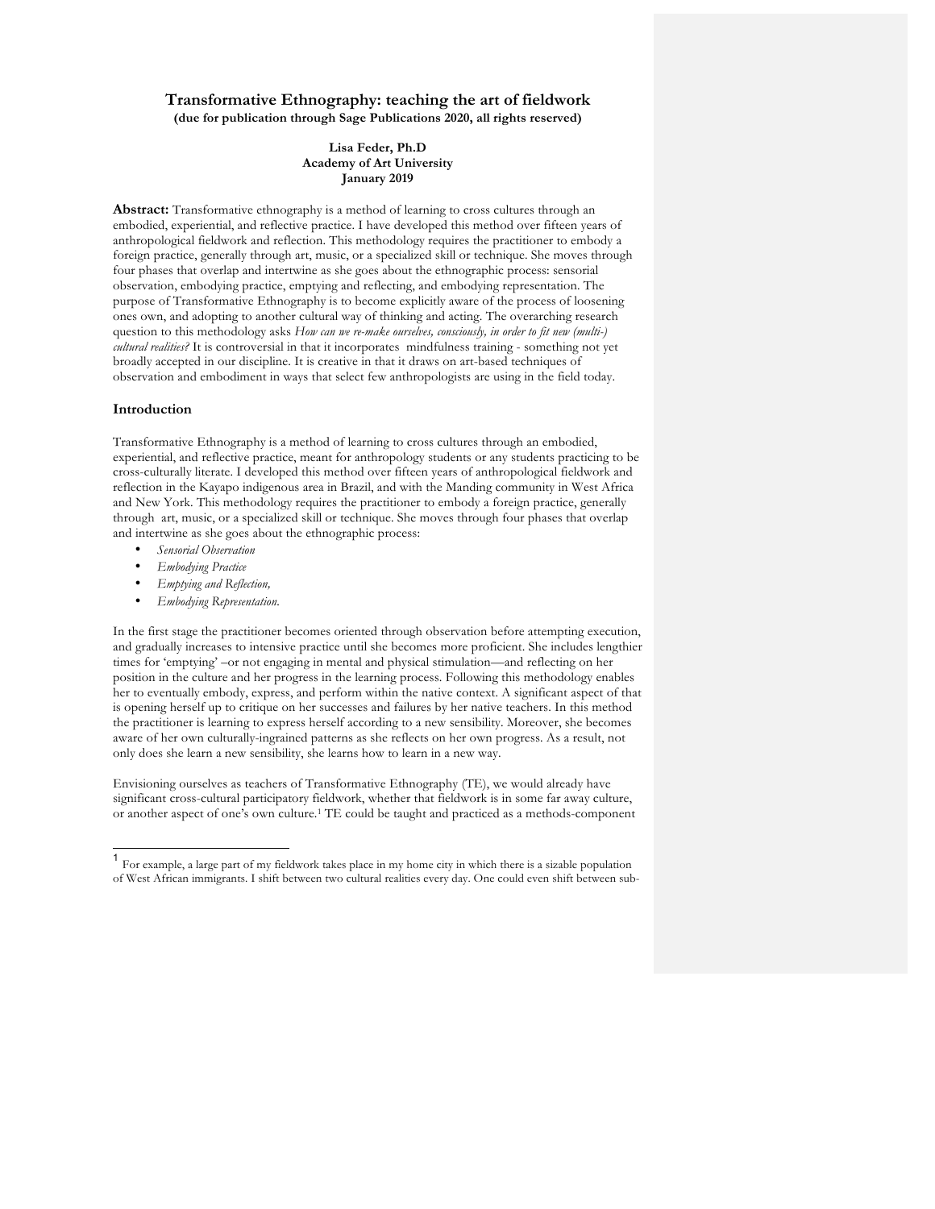# Transformative Ethnography: teaching the art of fieldwork

**(due for publication through Sage Publications 2020, all rights reserved)**

**Lisa Feder, Ph.D**
**Academy of Art University**
**January 2019**

**Abstract:** Transformative ethnography is a method of learning to cross cultures through an embodied, experiential, and reflective practice. I have developed this method over fifteen years of anthropological fieldwork and reflection. This methodology requires the practitioner to embody a foreign practice, generally through art, music, or a specialized skill or technique. She moves through four phases that overlap and intertwine as she goes about the ethnographic process: sensorial observation, embodying practice, emptying and reflecting, and embodying representation. The purpose of Transformative Ethnography is to become explicitly aware of the process of loosening ones own, and adopting to another cultural way of thinking and acting. The overarching research question to this methodology asks *How can we re-make ourselves, consciously, in order to fit new (multi-) cultural realities?* It is controversial in that it incorporates mindfulness training - something not yet broadly accepted in our discipline. It is creative in that it draws on art-based techniques of observation and embodiment in ways that select few anthropologists are using in the field today.

## Introduction

Transformative Ethnography is a method of learning to cross cultures through an embodied, experiential, and reflective practice, meant for anthropology students or any students practicing to be cross-culturally literate. I developed this method over fifteen years of anthropological fieldwork and reflection in the Kayapo indigenous area in Brazil, and with the Manding community in West Africa and New York. This methodology requires the practitioner to embody a foreign practice, generally through art, music, or a specialized skill or technique. She moves through four phases that overlap and intertwine as she goes about the ethnographic process:

- *Sensorial Observation*
- *Embodying Practice*
- *Emptying and Reflection,*
- *Embodying Representation.*

In the first stage the practitioner becomes oriented through observation before attempting execution, and gradually increases to intensive practice until she becomes more proficient. She includes lengthier times for 'emptying' –or not engaging in mental and physical stimulation—and reflecting on her position in the culture and her progress in the learning process. Following this methodology enables her to eventually embody, express, and perform within the native context. A significant aspect of that is opening herself up to critique on her successes and failures by her native teachers. In this method the practitioner is learning to express herself according to a new sensibility. Moreover, she becomes aware of her own culturally-ingrained patterns as she reflects on her own progress. As a result, not only does she learn a new sensibility, she learns how to learn in a new way.

Envisioning ourselves as teachers of Transformative Ethnography (TE), we would already have significant cross-cultural participatory fieldwork, whether that fieldwork is in some far away culture, or another aspect of one's own culture.[1] TE could be taught and practiced as a methods-component

[1] For example, a large part of my fieldwork takes place in my home city in which there is a sizable population of West African immigrants. I shift between two cultural realities every day. One could even shift between sub-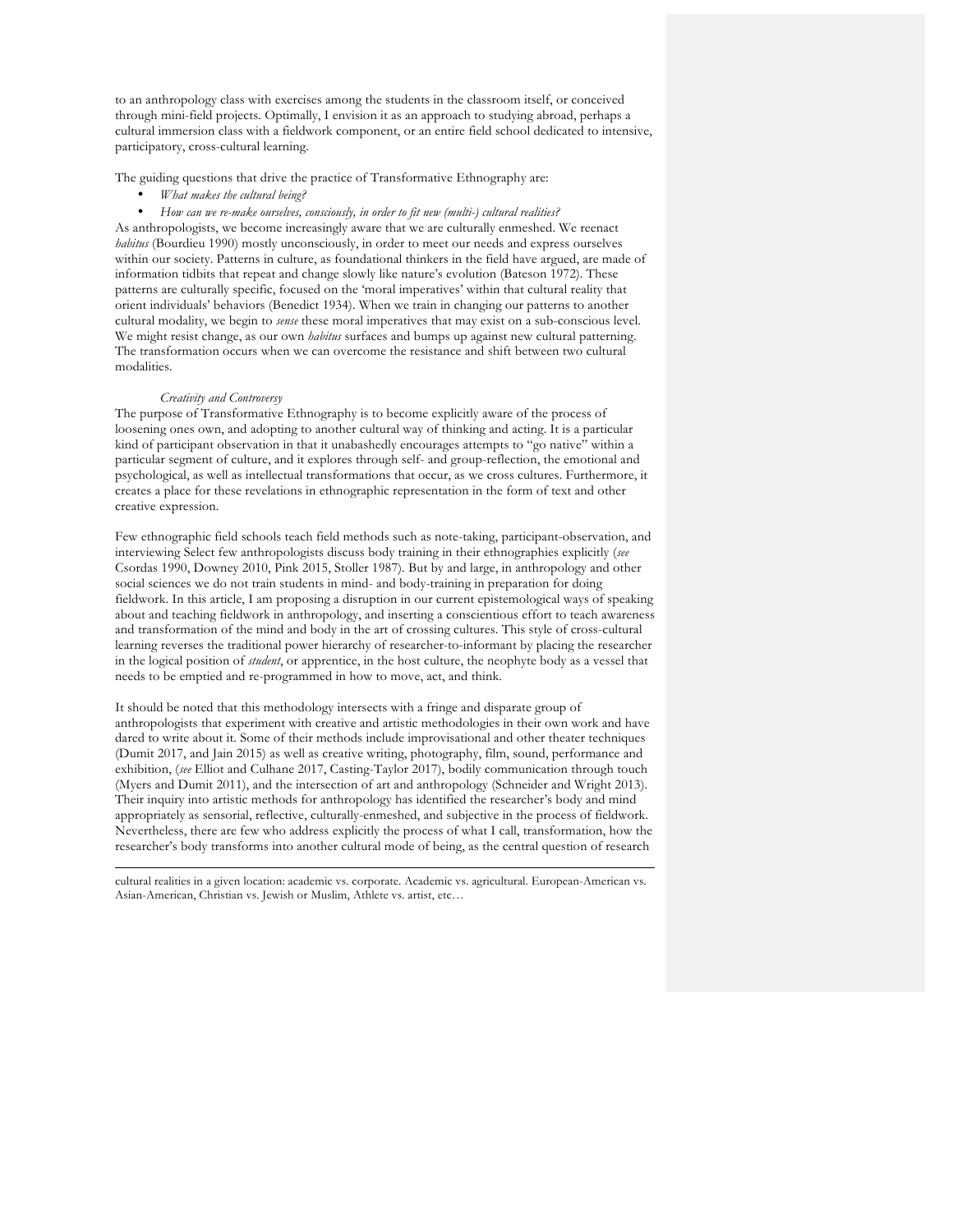to an anthropology class with exercises among the students in the classroom itself, or conceived through mini-field projects. Optimally, I envision it as an approach to studying abroad, perhaps a cultural immersion class with a fieldwork component, or an entire field school dedicated to intensive, participatory, cross-cultural learning.

The guiding questions that drive the practice of Transformative Ethnography are:

- *What makes the cultural being?*
- *How can we re-make ourselves, consciously, in order to fit new (multi-) cultural realities?*

As anthropologists, we become increasingly aware that we are culturally enmeshed. We reenact *habitus* (Bourdieu 1990) mostly unconsciously, in order to meet our needs and express ourselves within our society. Patterns in culture, as foundational thinkers in the field have argued, are made of information tidbits that repeat and change slowly like nature's evolution (Bateson 1972). These patterns are culturally specific, focused on the 'moral imperatives' within that cultural reality that orient individuals' behaviors (Benedict 1934). When we train in changing our patterns to another cultural modality, we begin to *sense* these moral imperatives that may exist on a sub-conscious level. We might resist change, as our own *habitus* surfaces and bumps up against new cultural patterning. The transformation occurs when we can overcome the resistance and shift between two cultural modalities.

*Creativity and Controversy*

The purpose of Transformative Ethnography is to become explicitly aware of the process of loosening ones own, and adopting to another cultural way of thinking and acting. It is a particular kind of participant observation in that it unabashedly encourages attempts to "go native" within a particular segment of culture, and it explores through self- and group-reflection, the emotional and psychological, as well as intellectual transformations that occur, as we cross cultures. Furthermore, it creates a place for these revelations in ethnographic representation in the form of text and other creative expression.

Few ethnographic field schools teach field methods such as note-taking, participant-observation, and interviewing Select few anthropologists discuss body training in their ethnographies explicitly (*see* Csordas 1990, Downey 2010, Pink 2015, Stoller 1987). But by and large, in anthropology and other social sciences we do not train students in mind- and body-training in preparation for doing fieldwork. In this article, I am proposing a disruption in our current epistemological ways of speaking about and teaching fieldwork in anthropology, and inserting a conscientious effort to teach awareness and transformation of the mind and body in the art of crossing cultures. This style of cross-cultural learning reverses the traditional power hierarchy of researcher-to-informant by placing the researcher in the logical position of *student*, or apprentice, in the host culture, the neophyte body as a vessel that needs to be emptied and re-programmed in how to move, act, and think.

It should be noted that this methodology intersects with a fringe and disparate group of anthropologists that experiment with creative and artistic methodologies in their own work and have dared to write about it. Some of their methods include improvisational and other theater techniques (Dumit 2017, and Jain 2015) as well as creative writing, photography, film, sound, performance and exhibition, (*see* Elliot and Culhane 2017, Casting-Taylor 2017), bodily communication through touch (Myers and Dumit 2011), and the intersection of art and anthropology (Schneider and Wright 2013). Their inquiry into artistic methods for anthropology has identified the researcher's body and mind appropriately as sensorial, reflective, culturally-enmeshed, and subjective in the process of fieldwork. Nevertheless, there are few who address explicitly the process of what I call, transformation, how the researcher's body transforms into another cultural mode of being, as the central question of research

---

cultural realities in a given location: academic vs. corporate. Academic vs. agricultural. European-American vs. Asian-American, Christian vs. Jewish or Muslim, Athlete vs. artist, etc…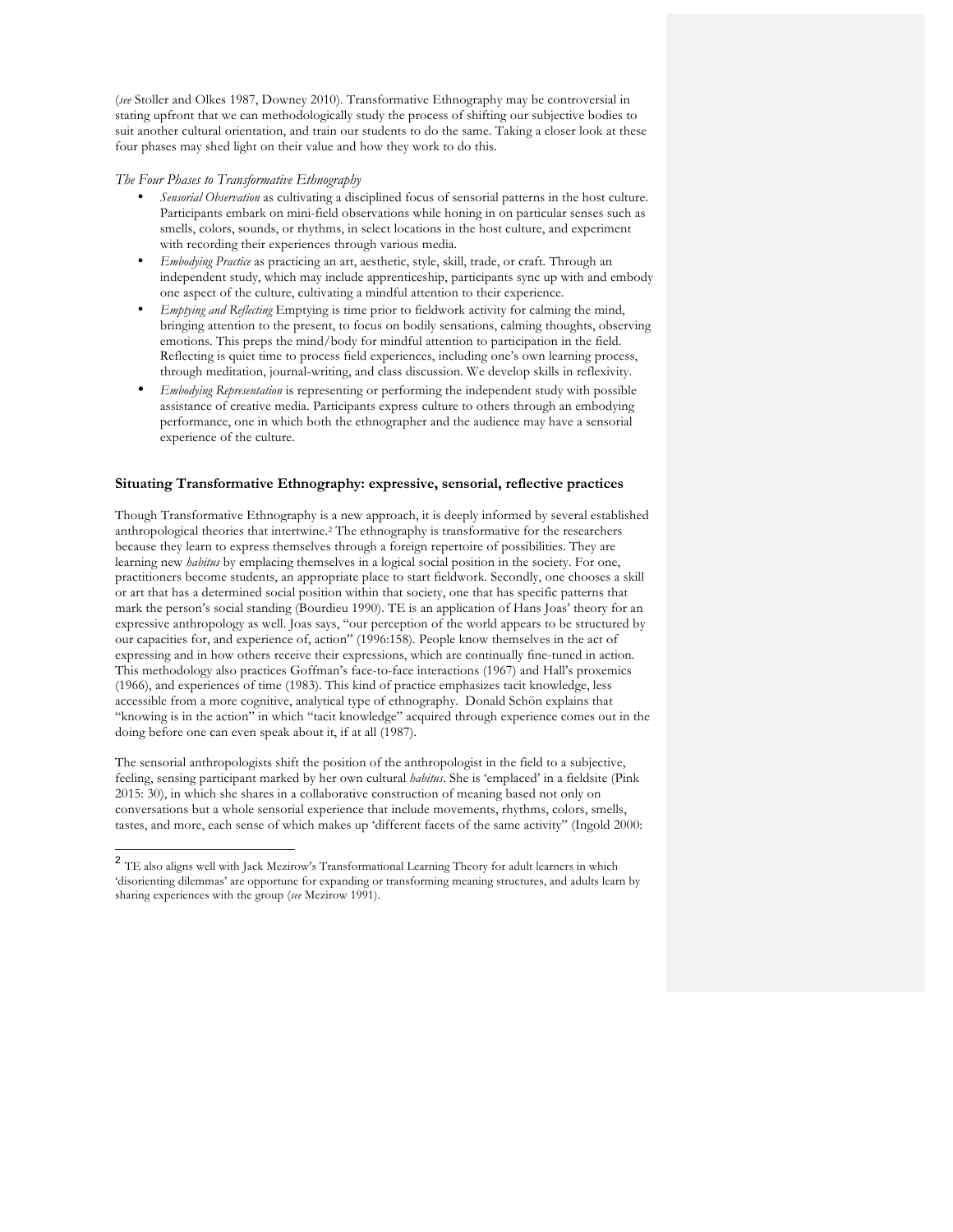(*see* Stoller and Olkes 1987, Downey 2010). Transformative Ethnography may be controversial in stating upfront that we can methodologically study the process of shifting our subjective bodies to suit another cultural orientation, and train our students to do the same. Taking a closer look at these four phases may shed light on their value and how they work to do this.

*The Four Phases to Transformative Ethnography*

- *Sensorial Observation* as cultivating a disciplined focus of sensorial patterns in the host culture. Participants embark on mini-field observations while honing in on particular senses such as smells, colors, sounds, or rhythms, in select locations in the host culture, and experiment with recording their experiences through various media.
- *Embodying Practice* as practicing an art, aesthetic, style, skill, trade, or craft. Through an independent study, which may include apprenticeship, participants sync up with and embody one aspect of the culture, cultivating a mindful attention to their experience.
- *Emptying and Reflecting* Emptying is time prior to fieldwork activity for calming the mind, bringing attention to the present, to focus on bodily sensations, calming thoughts, observing emotions. This preps the mind/body for mindful attention to participation in the field. Reflecting is quiet time to process field experiences, including one's own learning process, through meditation, journal-writing, and class discussion. We develop skills in reflexivity.
- *Embodying Representation* is representing or performing the independent study with possible assistance of creative media. Participants express culture to others through an embodying performance, one in which both the ethnographer and the audience may have a sensorial experience of the culture.

## Situating Transformative Ethnography: expressive, sensorial, reflective practices

Though Transformative Ethnography is a new approach, it is deeply informed by several established anthropological theories that intertwine.[2] The ethnography is transformative for the researchers because they learn to express themselves through a foreign repertoire of possibilities. They are learning new *habitus* by emplacing themselves in a logical social position in the society. For one, practitioners become students, an appropriate place to start fieldwork. Secondly, one chooses a skill or art that has a determined social position within that society, one that has specific patterns that mark the person's social standing (Bourdieu 1990). TE is an application of Hans Joas' theory for an expressive anthropology as well. Joas says, "our perception of the world appears to be structured by our capacities for, and experience of, action" (1996:158). People know themselves in the act of expressing and in how others receive their expressions, which are continually fine-tuned in action. This methodology also practices Goffman's face-to-face interactions (1967) and Hall's proxemics (1966), and experiences of time (1983). This kind of practice emphasizes tacit knowledge, less accessible from a more cognitive, analytical type of ethnography. Donald Schön explains that "knowing is in the action" in which "tacit knowledge" acquired through experience comes out in the doing before one can even speak about it, if at all (1987).

The sensorial anthropologists shift the position of the anthropologist in the field to a subjective, feeling, sensing participant marked by her own cultural *habitus*. She is 'emplaced' in a fieldsite (Pink 2015: 30), in which she shares in a collaborative construction of meaning based not only on conversations but a whole sensorial experience that include movements, rhythms, colors, smells, tastes, and more, each sense of which makes up 'different facets of the same activity" (Ingold 2000:

---

[2] TE also aligns well with Jack Mezirow's Transformational Learning Theory for adult learners in which 'disorienting dilemmas' are opportune for expanding or transforming meaning structures, and adults learn by sharing experiences with the group (*see* Mezirow 1991).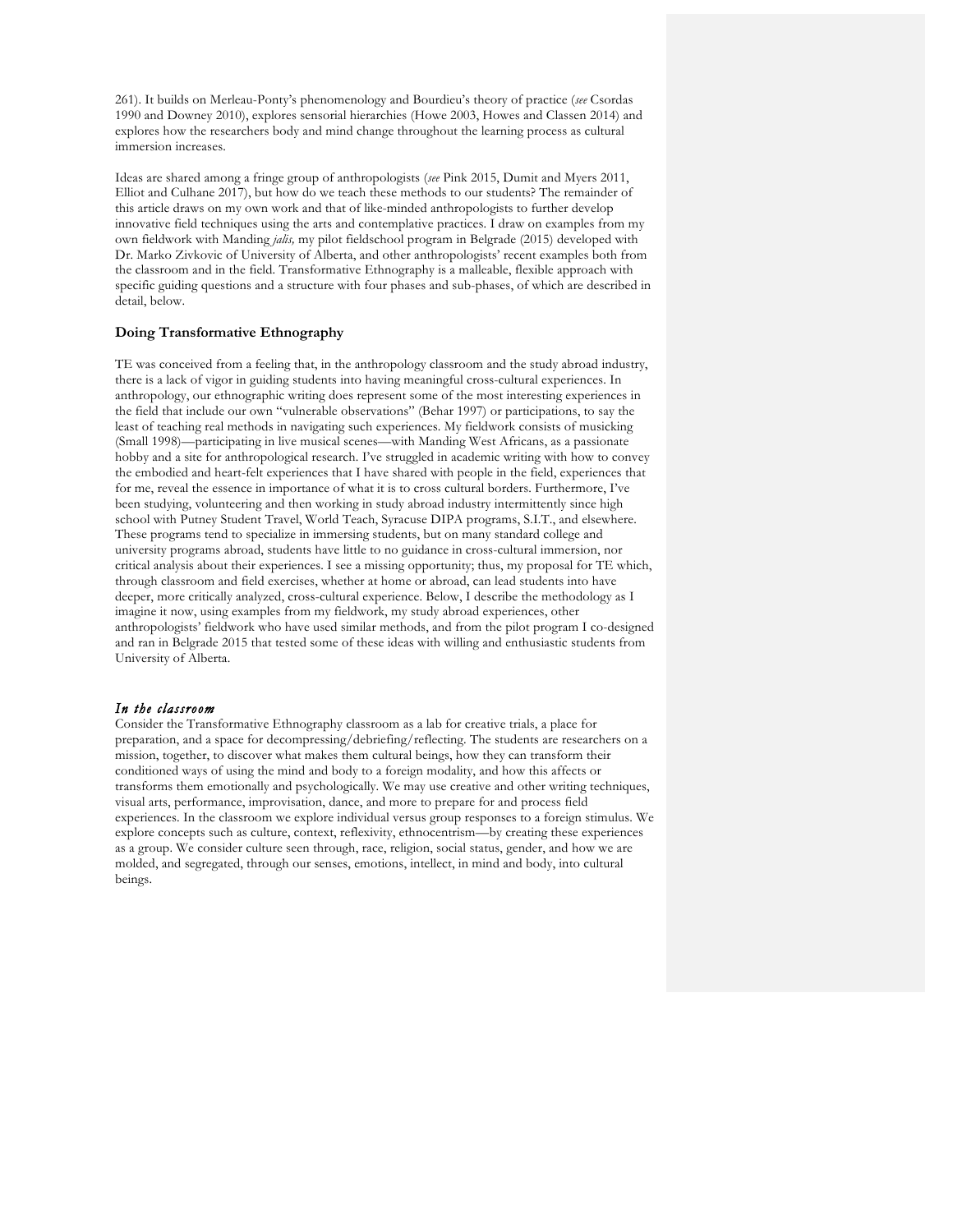261). It builds on Merleau-Ponty's phenomenology and Bourdieu's theory of practice (*see* Csordas 1990 and Downey 2010), explores sensorial hierarchies (Howe 2003, Howes and Classen 2014) and explores how the researchers body and mind change throughout the learning process as cultural immersion increases.

Ideas are shared among a fringe group of anthropologists (*see* Pink 2015, Dumit and Myers 2011, Elliot and Culhane 2017), but how do we teach these methods to our students? The remainder of this article draws on my own work and that of like-minded anthropologists to further develop innovative field techniques using the arts and contemplative practices. I draw on examples from my own fieldwork with Manding *jalis,* my pilot fieldschool program in Belgrade (2015) developed with Dr. Marko Zivkovic of University of Alberta, and other anthropologists' recent examples both from the classroom and in the field. Transformative Ethnography is a malleable, flexible approach with specific guiding questions and a structure with four phases and sub-phases, of which are described in detail, below.

### Doing Transformative Ethnography

TE was conceived from a feeling that, in the anthropology classroom and the study abroad industry, there is a lack of vigor in guiding students into having meaningful cross-cultural experiences. In anthropology, our ethnographic writing does represent some of the most interesting experiences in the field that include our own "vulnerable observations" (Behar 1997) or participations, to say the least of teaching real methods in navigating such experiences. My fieldwork consists of musicking (Small 1998)—participating in live musical scenes—with Manding West Africans, as a passionate hobby and a site for anthropological research. I've struggled in academic writing with how to convey the embodied and heart-felt experiences that I have shared with people in the field, experiences that for me, reveal the essence in importance of what it is to cross cultural borders. Furthermore, I've been studying, volunteering and then working in study abroad industry intermittently since high school with Putney Student Travel, World Teach, Syracuse DIPA programs, S.I.T., and elsewhere. These programs tend to specialize in immersing students, but on many standard college and university programs abroad, students have little to no guidance in cross-cultural immersion, nor critical analysis about their experiences. I see a missing opportunity; thus, my proposal for TE which, through classroom and field exercises, whether at home or abroad, can lead students into have deeper, more critically analyzed, cross-cultural experience. Below, I describe the methodology as I imagine it now, using examples from my fieldwork, my study abroad experiences, other anthropologists' fieldwork who have used similar methods, and from the pilot program I co-designed and ran in Belgrade 2015 that tested some of these ideas with willing and enthusiastic students from University of Alberta.

#### *In the classroom*

Consider the Transformative Ethnography classroom as a lab for creative trials, a place for preparation, and a space for decompressing/debriefing/reflecting. The students are researchers on a mission, together, to discover what makes them cultural beings, how they can transform their conditioned ways of using the mind and body to a foreign modality, and how this affects or transforms them emotionally and psychologically. We may use creative and other writing techniques, visual arts, performance, improvisation, dance, and more to prepare for and process field experiences. In the classroom we explore individual versus group responses to a foreign stimulus. We explore concepts such as culture, context, reflexivity, ethnocentrism—by creating these experiences as a group. We consider culture seen through, race, religion, social status, gender, and how we are molded, and segregated, through our senses, emotions, intellect, in mind and body, into cultural beings.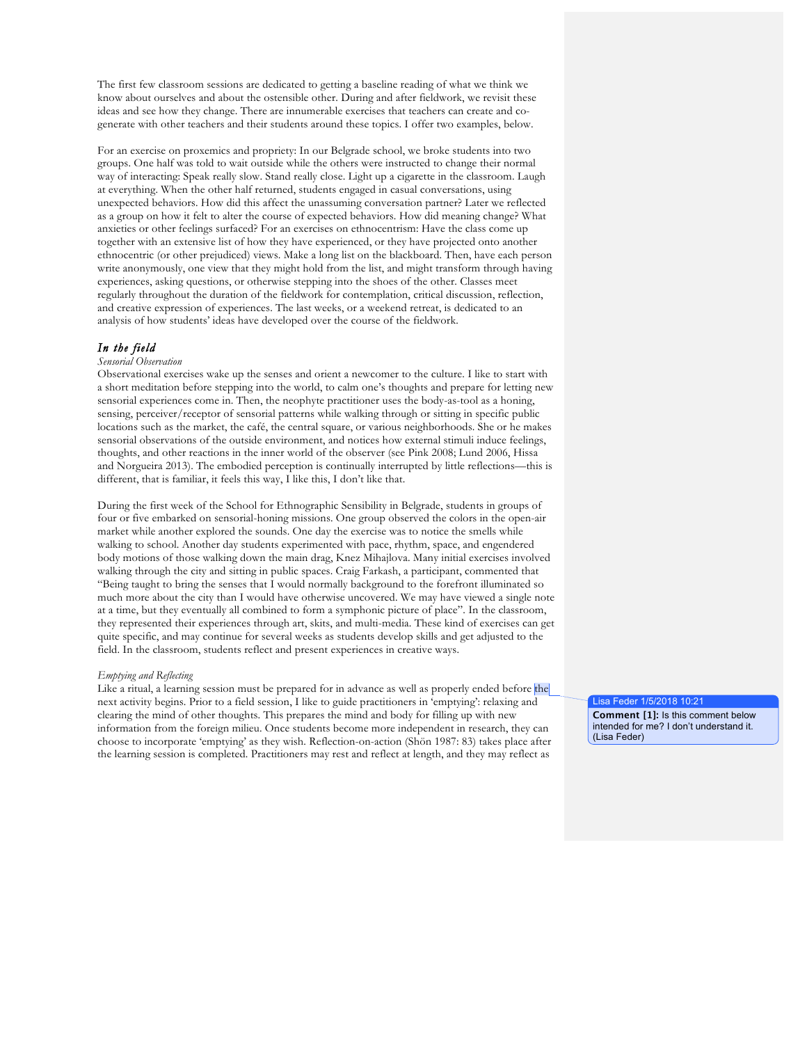The first few classroom sessions are dedicated to getting a baseline reading of what we think we know about ourselves and about the ostensible other. During and after fieldwork, we revisit these ideas and see how they change. There are innumerable exercises that teachers can create and co-generate with other teachers and their students around these topics. I offer two examples, below.

For an exercise on proxemics and propriety: In our Belgrade school, we broke students into two groups. One half was told to wait outside while the others were instructed to change their normal way of interacting: Speak really slow. Stand really close. Light up a cigarette in the classroom. Laugh at everything. When the other half returned, students engaged in casual conversations, using unexpected behaviors. How did this affect the unassuming conversation partner? Later we reflected as a group on how it felt to alter the course of expected behaviors. How did meaning change? What anxieties or other feelings surfaced? For an exercises on ethnocentrism: Have the class come up together with an extensive list of how they have experienced, or they have projected onto another ethnocentric (or other prejudiced) views. Make a long list on the blackboard. Then, have each person write anonymously, one view that they might hold from the list, and might transform through having experiences, asking questions, or otherwise stepping into the shoes of the other. Classes meet regularly throughout the duration of the fieldwork for contemplation, critical discussion, reflection, and creative expression of experiences. The last weeks, or a weekend retreat, is dedicated to an analysis of how students' ideas have developed over the course of the fieldwork.

### *In the field*

*Sensorial Observation*

Observational exercises wake up the senses and orient a newcomer to the culture. I like to start with a short meditation before stepping into the world, to calm one's thoughts and prepare for letting new sensorial experiences come in. Then, the neophyte practitioner uses the body-as-tool as a honing, sensing, perceiver/receptor of sensorial patterns while walking through or sitting in specific public locations such as the market, the café, the central square, or various neighborhoods. She or he makes sensorial observations of the outside environment, and notices how external stimuli induce feelings, thoughts, and other reactions in the inner world of the observer (see Pink 2008; Lund 2006, Hissa and Norgueira 2013). The embodied perception is continually interrupted by little reflections—this is different, that is familiar, it feels this way, I like this, I don't like that.

During the first week of the School for Ethnographic Sensibility in Belgrade, students in groups of four or five embarked on sensorial-honing missions. One group observed the colors in the open-air market while another explored the sounds. One day the exercise was to notice the smells while walking to school. Another day students experimented with pace, rhythm, space, and engendered body motions of those walking down the main drag, Knez Mihajlova. Many initial exercises involved walking through the city and sitting in public spaces. Craig Farkash, a participant, commented that "Being taught to bring the senses that I would normally background to the forefront illuminated so much more about the city than I would have otherwise uncovered. We may have viewed a single note at a time, but they eventually all combined to form a symphonic picture of place". In the classroom, they represented their experiences through art, skits, and multi-media. These kind of exercises can get quite specific, and may continue for several weeks as students develop skills and get adjusted to the field. In the classroom, students reflect and present experiences in creative ways.

*Emptying and Reflecting*

Like a ritual, a learning session must be prepared for in advance as well as properly ended before the next activity begins. Prior to a field session, I like to guide practitioners in 'emptying': relaxing and clearing the mind of other thoughts. This prepares the mind and body for filling up with new information from the foreign milieu. Once students become more independent in research, they can choose to incorporate 'emptying' as they wish. Reflection-on-action (Shön 1987: 83) takes place after the learning session is completed. Practitioners may rest and reflect at length, and they may reflect as

Lisa Feder 1/5/2018 10:21
**Comment [1]:** Is this comment below intended for me? I don't understand it. (Lisa Feder)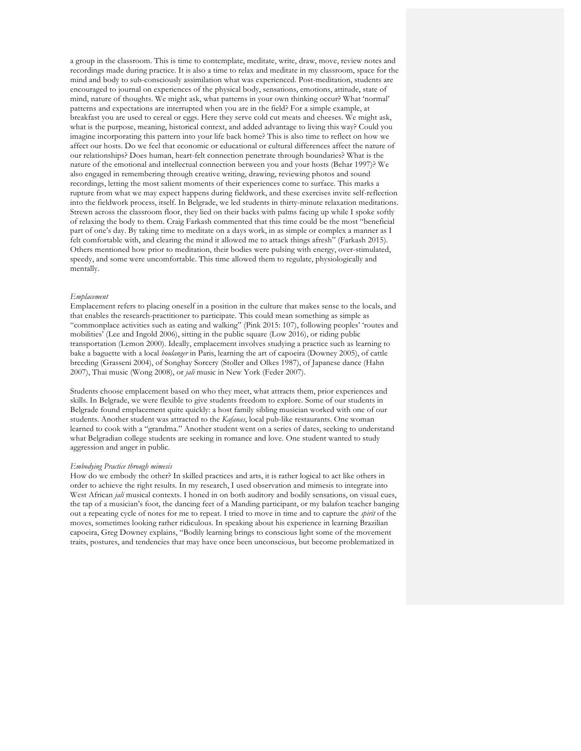a group in the classroom. This is time to contemplate, meditate, write, draw, move, review notes and recordings made during practice. It is also a time to relax and meditate in my classroom, space for the mind and body to sub-consciously assimilation what was experienced. Post-meditation, students are encouraged to journal on experiences of the physical body, sensations, emotions, attitude, state of mind, nature of thoughts. We might ask, what patterns in your own thinking occur? What 'normal' patterns and expectations are interrupted when you are in the field? For a simple example, at breakfast you are used to cereal or eggs. Here they serve cold cut meats and cheeses. We might ask, what is the purpose, meaning, historical context, and added advantage to living this way? Could you imagine incorporating this pattern into your life back home? This is also time to reflect on how we affect our hosts. Do we feel that economic or educational or cultural differences affect the nature of our relationships? Does human, heart-felt connection penetrate through boundaries? What is the nature of the emotional and intellectual connection between you and your hosts (Behar 1997)? We also engaged in remembering through creative writing, drawing, reviewing photos and sound recordings, letting the most salient moments of their experiences come to surface. This marks a rupture from what we may expect happens during fieldwork, and these exercises invite self-reflection into the fieldwork process, itself. In Belgrade, we led students in thirty-minute relaxation meditations. Strewn across the classroom floor, they lied on their backs with palms facing up while I spoke softly of relaxing the body to them. Craig Farkash commented that this time could be the most "beneficial part of one's day. By taking time to meditate on a days work, in as simple or complex a manner as I felt comfortable with, and clearing the mind it allowed me to attack things afresh" (Farkash 2015). Others mentioned how prior to meditation, their bodies were pulsing with energy, over-stimulated, speedy, and some were uncomfortable. This time allowed them to regulate, physiologically and mentally.

*Emplacement*

Emplacement refers to placing oneself in a position in the culture that makes sense to the locals, and that enables the research-practitioner to participate. This could mean something as simple as "commonplace activities such as eating and walking" (Pink 2015: 107), following peoples' 'routes and mobilities' (Lee and Ingold 2006), sitting in the public square (Low 2016), or riding public transportation (Lemon 2000). Ideally, emplacement involves studying a practice such as learning to bake a baguette with a local *boulanger* in Paris, learning the art of capoeira (Downey 2005), of cattle breeding (Grasseni 2004), of Songhay Sorcery (Stoller and Olkes 1987), of Japanese dance (Hahn 2007), Thai music (Wong 2008), or *jali* music in New York (Feder 2007).

Students choose emplacement based on who they meet, what attracts them, prior experiences and skills. In Belgrade, we were flexible to give students freedom to explore. Some of our students in Belgrade found emplacement quite quickly: a host family sibling musician worked with one of our students. Another student was attracted to the *Kafanas*, local pub-like restaurants. One woman learned to cook with a "grandma." Another student went on a series of dates, seeking to understand what Belgradian college students are seeking in romance and love. One student wanted to study aggression and anger in public.

*Embodying Practice through mimesis*

How do we embody the other? In skilled practices and arts, it is rather logical to act like others in order to achieve the right results. In my research, I used observation and mimesis to integrate into West African *jali* musical contexts. I honed in on both auditory and bodily sensations, on visual cues, the tap of a musician's foot, the dancing feet of a Manding participant, or my balafon teacher banging out a repeating cycle of notes for me to repeat. I tried to move in time and to capture the *spirit* of the moves, sometimes looking rather ridiculous. In speaking about his experience in learning Brazilian capoeira, Greg Downey explains, "Bodily learning brings to conscious light some of the movement traits, postures, and tendencies that may have once been unconscious, but become problematized in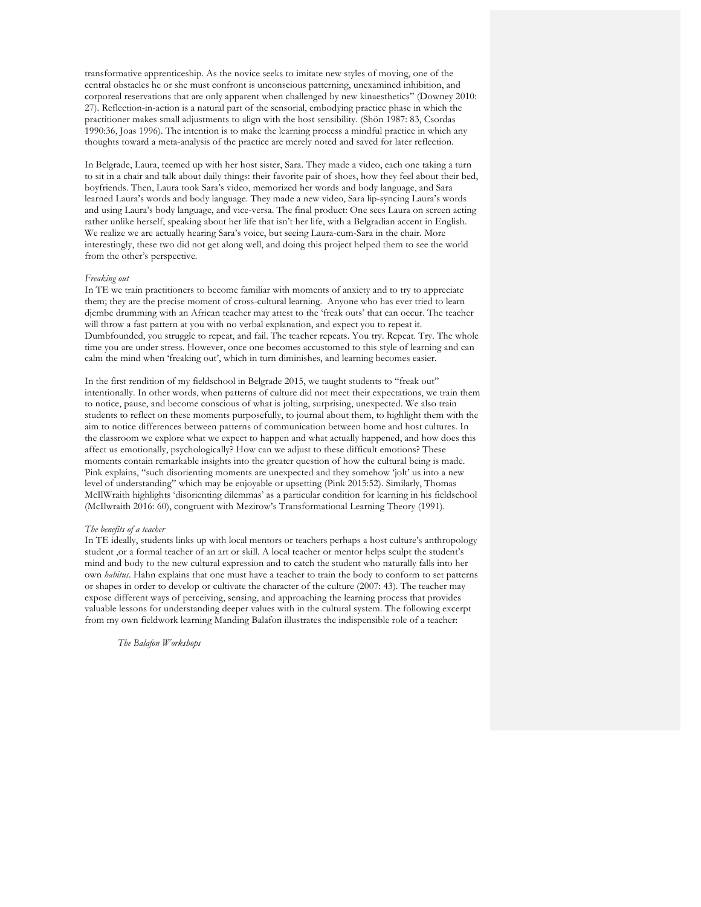transformative apprenticeship. As the novice seeks to imitate new styles of moving, one of the central obstacles he or she must confront is unconscious patterning, unexamined inhibition, and corporeal reservations that are only apparent when challenged by new kinaesthetics" (Downey 2010: 27). Reflection-in-action is a natural part of the sensorial, embodying practice phase in which the practitioner makes small adjustments to align with the host sensibility. (Shön 1987: 83, Csordas 1990:36, Joas 1996). The intention is to make the learning process a mindful practice in which any thoughts toward a meta-analysis of the practice are merely noted and saved for later reflection.

In Belgrade, Laura, teemed up with her host sister, Sara. They made a video, each one taking a turn to sit in a chair and talk about daily things: their favorite pair of shoes, how they feel about their bed, boyfriends. Then, Laura took Sara's video, memorized her words and body language, and Sara learned Laura's words and body language. They made a new video, Sara lip-syncing Laura's words and using Laura's body language, and vice-versa. The final product: One sees Laura on screen acting rather unlike herself, speaking about her life that isn't her life, with a Belgradian accent in English. We realize we are actually hearing Sara's voice, but seeing Laura-cum-Sara in the chair. More interestingly, these two did not get along well, and doing this project helped them to see the world from the other's perspective.

*Freaking out*

In TE we train practitioners to become familiar with moments of anxiety and to try to appreciate them; they are the precise moment of cross-cultural learning. Anyone who has ever tried to learn djembe drumming with an African teacher may attest to the 'freak outs' that can occur. The teacher will throw a fast pattern at you with no verbal explanation, and expect you to repeat it. Dumbfounded, you struggle to repeat, and fail. The teacher repeats. You try. Repeat. Try. The whole time you are under stress. However, once one becomes accustomed to this style of learning and can calm the mind when 'freaking out', which in turn diminishes, and learning becomes easier.

In the first rendition of my fieldschool in Belgrade 2015, we taught students to "freak out" intentionally. In other words, when patterns of culture did not meet their expectations, we train them to notice, pause, and become conscious of what is jolting, surprising, unexpected. We also train students to reflect on these moments purposefully, to journal about them, to highlight them with the aim to notice differences between patterns of communication between home and host cultures. In the classroom we explore what we expect to happen and what actually happened, and how does this affect us emotionally, psychologically? How can we adjust to these difficult emotions? These moments contain remarkable insights into the greater question of how the cultural being is made. Pink explains, "such disorienting moments are unexpected and they somehow 'jolt' us into a new level of understanding" which may be enjoyable or upsetting (Pink 2015:52). Similarly, Thomas McIlWraith highlights 'disorienting dilemmas' as a particular condition for learning in his fieldschool (McIlwraith 2016: 60), congruent with Mezirow's Transformational Learning Theory (1991).

*The benefits of a teacher*

In TE ideally, students links up with local mentors or teachers perhaps a host culture's anthropology student ,or a formal teacher of an art or skill. A local teacher or mentor helps sculpt the student's mind and body to the new cultural expression and to catch the student who naturally falls into her own *habitus*. Hahn explains that one must have a teacher to train the body to conform to set patterns or shapes in order to develop or cultivate the character of the culture (2007: 43). The teacher may expose different ways of perceiving, sensing, and approaching the learning process that provides valuable lessons for understanding deeper values with in the cultural system. The following excerpt from my own fieldwork learning Manding Balafon illustrates the indispensible role of a teacher:

*The Balafon Workshops*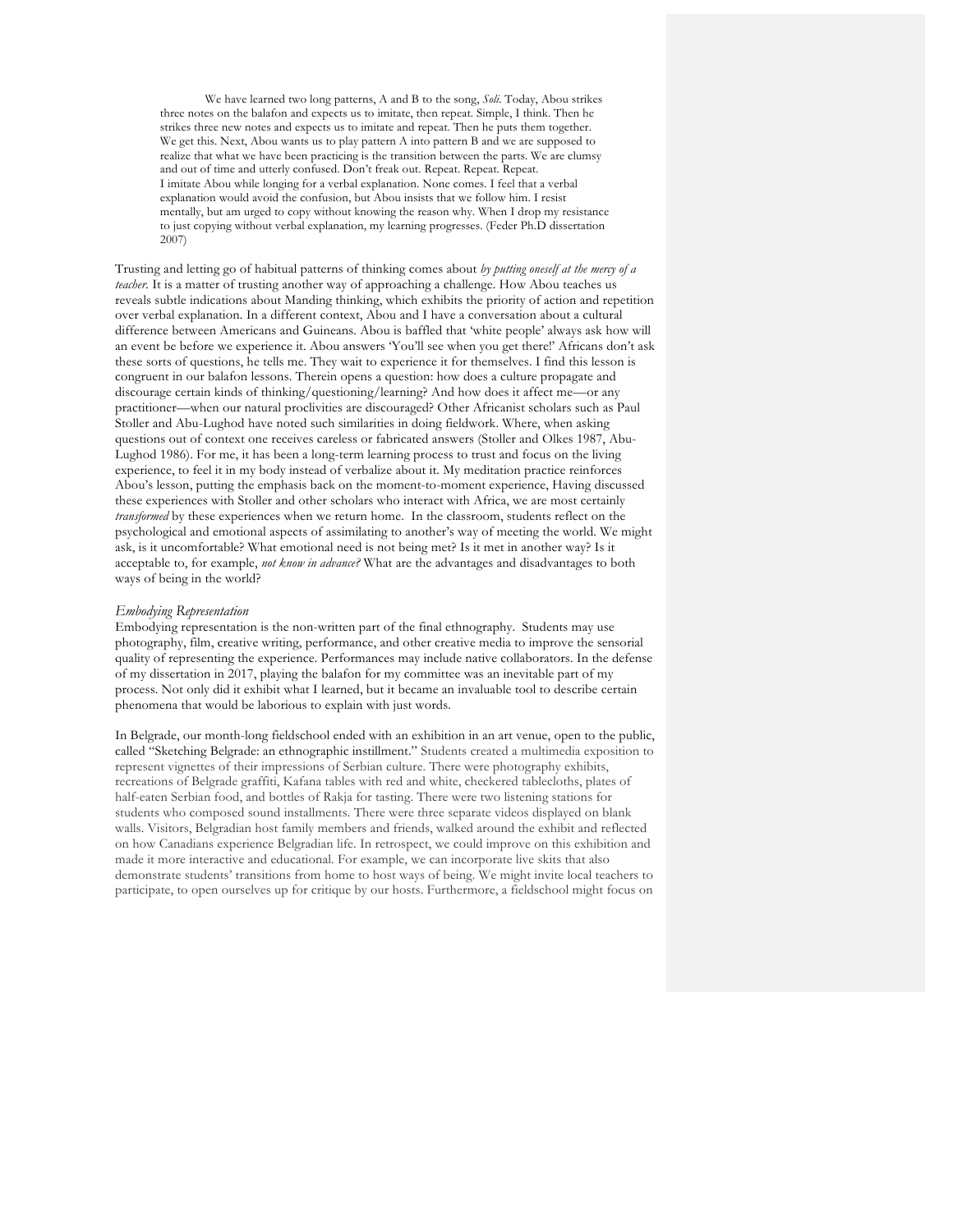> We have learned two long patterns, A and B to the song, *Soli*. Today, Abou strikes three notes on the balafon and expects us to imitate, then repeat. Simple, I think. Then he strikes three new notes and expects us to imitate and repeat. Then he puts them together. We get this. Next, Abou wants us to play pattern A into pattern B and we are supposed to realize that what we have been practicing is the transition between the parts. We are clumsy and out of time and utterly confused. Don't freak out. Repeat. Repeat. Repeat.
> I imitate Abou while longing for a verbal explanation. None comes. I feel that a verbal explanation would avoid the confusion, but Abou insists that we follow him. I resist mentally, but am urged to copy without knowing the reason why. When I drop my resistance to just copying without verbal explanation, my learning progresses. (Feder Ph.D dissertation 2007)

Trusting and letting go of habitual patterns of thinking comes about *by putting oneself at the mercy of a teacher*. It is a matter of trusting another way of approaching a challenge. How Abou teaches us reveals subtle indications about Manding thinking, which exhibits the priority of action and repetition over verbal explanation. In a different context, Abou and I have a conversation about a cultural difference between Americans and Guineans. Abou is baffled that 'white people' always ask how will an event be before we experience it. Abou answers 'You'll see when you get there!' Africans don't ask these sorts of questions, he tells me. They wait to experience it for themselves. I find this lesson is congruent in our balafon lessons. Therein opens a question: how does a culture propagate and discourage certain kinds of thinking/questioning/learning? And how does it affect me—or any practitioner—when our natural proclivities are discouraged? Other Africanist scholars such as Paul Stoller and Abu-Lughod have noted such similarities in doing fieldwork. Where, when asking questions out of context one receives careless or fabricated answers (Stoller and Olkes 1987, Abu-Lughod 1986). For me, it has been a long-term learning process to trust and focus on the living experience, to feel it in my body instead of verbalize about it. My meditation practice reinforces Abou's lesson, putting the emphasis back on the moment-to-moment experience, Having discussed these experiences with Stoller and other scholars who interact with Africa, we are most certainly *transformed* by these experiences when we return home. In the classroom, students reflect on the psychological and emotional aspects of assimilating to another's way of meeting the world. We might ask, is it uncomfortable? What emotional need is not being met? Is it met in another way? Is it acceptable to, for example, *not know in advance?* What are the advantages and disadvantages to both ways of being in the world?

*Embodying Representation*

Embodying representation is the non-written part of the final ethnography. Students may use photography, film, creative writing, performance, and other creative media to improve the sensorial quality of representing the experience. Performances may include native collaborators. In the defense of my dissertation in 2017, playing the balafon for my committee was an inevitable part of my process. Not only did it exhibit what I learned, but it became an invaluable tool to describe certain phenomena that would be laborious to explain with just words.

In Belgrade, our month-long fieldschool ended with an exhibition in an art venue, open to the public, called "Sketching Belgrade: an ethnographic instillment." Students created a multimedia exposition to represent vignettes of their impressions of Serbian culture. There were photography exhibits, recreations of Belgrade graffiti, Kafana tables with red and white, checkered tablecloths, plates of half-eaten Serbian food, and bottles of Rakja for tasting. There were two listening stations for students who composed sound installments. There were three separate videos displayed on blank walls. Visitors, Belgradian host family members and friends, walked around the exhibit and reflected on how Canadians experience Belgradian life. In retrospect, we could improve on this exhibition and made it more interactive and educational. For example, we can incorporate live skits that also demonstrate students' transitions from home to host ways of being. We might invite local teachers to participate, to open ourselves up for critique by our hosts. Furthermore, a fieldschool might focus on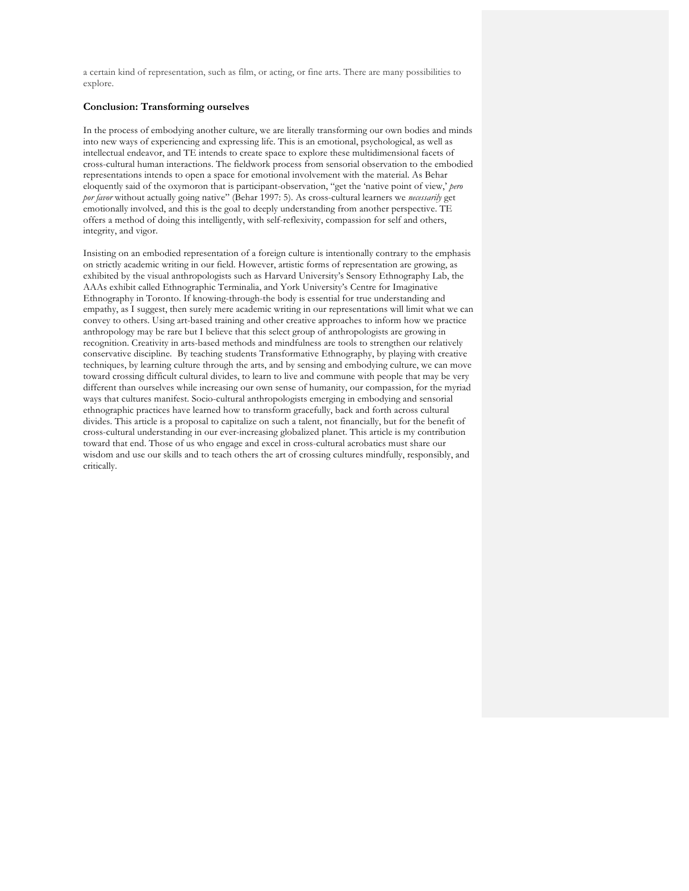a certain kind of representation, such as film, or acting, or fine arts. There are many possibilities to explore.

### Conclusion: Transforming ourselves

In the process of embodying another culture, we are literally transforming our own bodies and minds into new ways of experiencing and expressing life. This is an emotional, psychological, as well as intellectual endeavor, and TE intends to create space to explore these multidimensional facets of cross-cultural human interactions. The fieldwork process from sensorial observation to the embodied representations intends to open a space for emotional involvement with the material. As Behar eloquently said of the oxymoron that is participant-observation, "get the 'native point of view,' *pero por favor* without actually going native" (Behar 1997: 5). As cross-cultural learners we *necessarily* get emotionally involved, and this is the goal to deeply understanding from another perspective. TE offers a method of doing this intelligently, with self-reflexivity, compassion for self and others, integrity, and vigor.

Insisting on an embodied representation of a foreign culture is intentionally contrary to the emphasis on strictly academic writing in our field. However, artistic forms of representation are growing, as exhibited by the visual anthropologists such as Harvard University's Sensory Ethnography Lab, the AAAs exhibit called Ethnographic Terminalia, and York University's Centre for Imaginative Ethnography in Toronto. If knowing-through-the body is essential for true understanding and empathy, as I suggest, then surely mere academic writing in our representations will limit what we can convey to others. Using art-based training and other creative approaches to inform how we practice anthropology may be rare but I believe that this select group of anthropologists are growing in recognition. Creativity in arts-based methods and mindfulness are tools to strengthen our relatively conservative discipline. By teaching students Transformative Ethnography, by playing with creative techniques, by learning culture through the arts, and by sensing and embodying culture, we can move toward crossing difficult cultural divides, to learn to live and commune with people that may be very different than ourselves while increasing our own sense of humanity, our compassion, for the myriad ways that cultures manifest. Socio-cultural anthropologists emerging in embodying and sensorial ethnographic practices have learned how to transform gracefully, back and forth across cultural divides. This article is a proposal to capitalize on such a talent, not financially, but for the benefit of cross-cultural understanding in our ever-increasing globalized planet. This article is my contribution toward that end. Those of us who engage and excel in cross-cultural acrobatics must share our wisdom and use our skills and to teach others the art of crossing cultures mindfully, responsibly, and critically.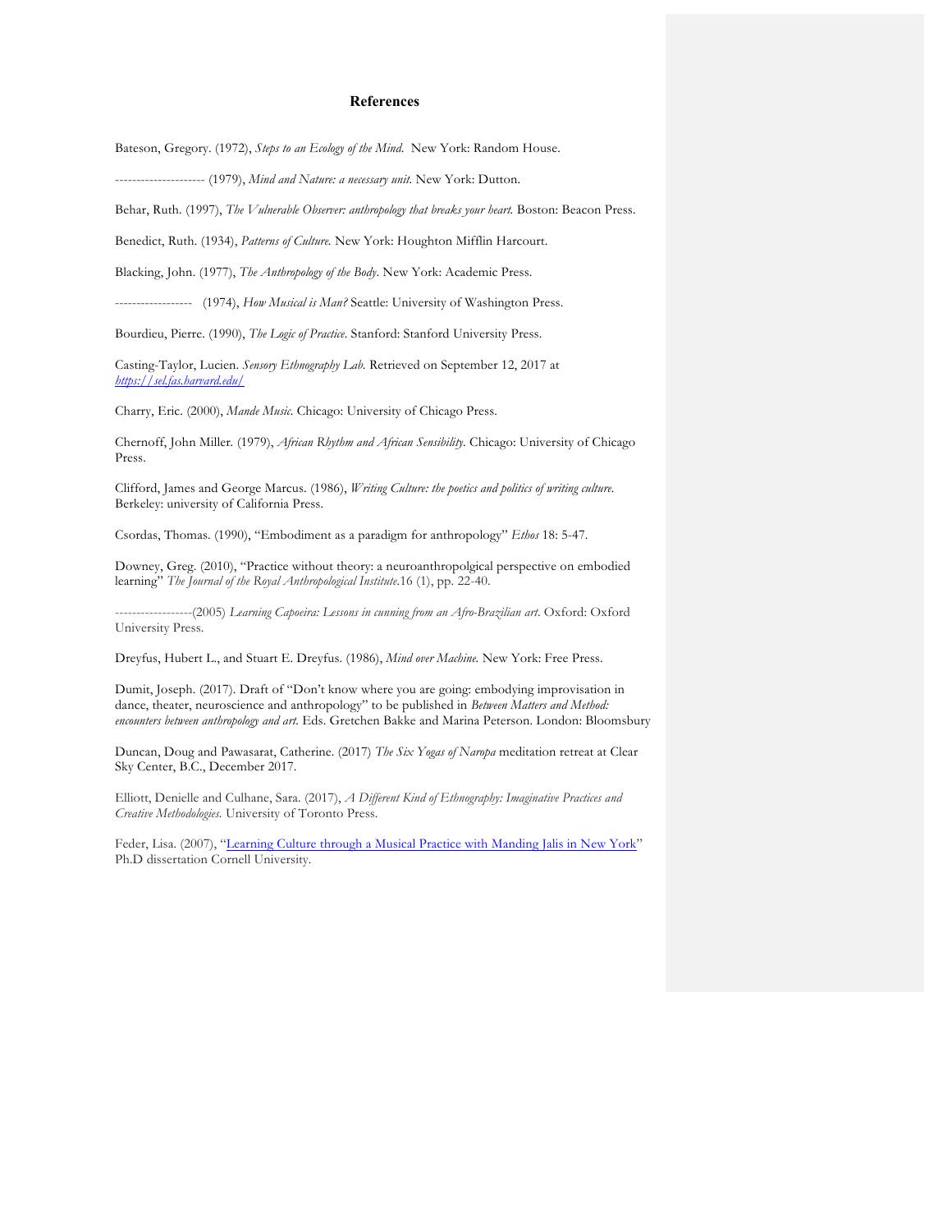# References

Bateson, Gregory. (1972), *Steps to an Ecology of the Mind.* New York: Random House.

--------------------- (1979), *Mind and Nature: a necessary unit.* New York: Dutton.

Behar, Ruth. (1997), *The Vulnerable Observer: anthropology that breaks your heart.* Boston: Beacon Press.

Benedict, Ruth. (1934), *Patterns of Culture.* New York: Houghton Mifflin Harcourt.

Blacking, John. (1977), *The Anthropology of the Body*. New York: Academic Press.

------------------ (1974), *How Musical is Man?* Seattle: University of Washington Press.

Bourdieu, Pierre. (1990), *The Logic of Practice*. Stanford: Stanford University Press.

Casting-Taylor, Lucien. *Sensory Ethnography Lab.* Retrieved on September 12, 2017 at [https://sel.fas.harvard.edu/](https://sel.fas.harvard.edu/)

Charry, Eric. (2000), *Mande Music.* Chicago: University of Chicago Press.

Chernoff, John Miller. (1979), *African Rhythm and African Sensibility.* Chicago: University of Chicago Press.

Clifford, James and George Marcus. (1986), *Writing Culture: the poetics and politics of writing culture.* Berkeley: university of California Press.

Csordas, Thomas. (1990), "Embodiment as a paradigm for anthropology" *Ethos* 18: 5-47.

Downey, Greg. (2010), "Practice without theory: a neuroanthropolgical perspective on embodied learning" *The Journal of the Royal Anthropological Institute*.16 (1), pp. 22-40.

------------------(2005) *Learning Capoeira: Lessons in cunning from an Afro-Brazilian art*. Oxford: Oxford University Press.

Dreyfus, Hubert L., and Stuart E. Dreyfus. (1986), *Mind over Machine.* New York: Free Press.

Dumit, Joseph. (2017). Draft of "Don't know where you are going: embodying improvisation in dance, theater, neuroscience and anthropology" to be published in *Between Matters and Method: encounters between anthropology and art.* Eds. Gretchen Bakke and Marina Peterson. London: Bloomsbury

Duncan, Doug and Pawasarat, Catherine. (2017) *The Six Yogas of Naropa* meditation retreat at Clear Sky Center, B.C., December 2017.

Elliott, Denielle and Culhane, Sara. (2017), *A Different Kind of Ethnography: Imaginative Practices and Creative Methodologies.* University of Toronto Press.

Feder, Lisa. (2007), "Learning Culture through a Musical Practice with Manding Jalis in New York" Ph.D dissertation Cornell University.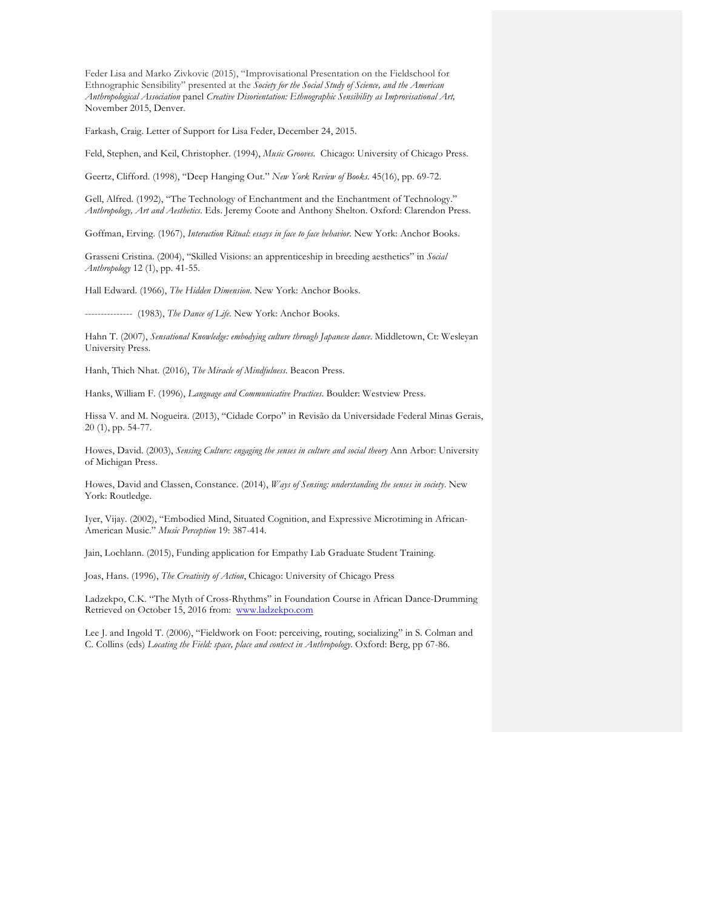Feder Lisa and Marko Zivkovic (2015), "Improvisational Presentation on the Fieldschool for Ethnographic Sensibility" presented at the *Society for the Social Study of Science, and the American Anthropological Association* panel *Creative Disorientation: Ethnographic Sensibility as Improvisational Art,* November 2015, Denver.

Farkash, Craig. Letter of Support for Lisa Feder, December 24, 2015.

Feld, Stephen, and Keil, Christopher. (1994), *Music Grooves.* Chicago: University of Chicago Press.

Geertz, Clifford. (1998), "Deep Hanging Out." *New York Review of Books.* 45(16), pp. 69-72.

Gell, Alfred. (1992), "The Technology of Enchantment and the Enchantment of Technology." *Anthropology, Art and Aesthetics*. Eds. Jeremy Coote and Anthony Shelton. Oxford: Clarendon Press.

Goffman, Erving. (1967), *Interaction Ritual: essays in face to face behavior.* New York: Anchor Books.

Grasseni Cristina. (2004), "Skilled Visions: an apprenticeship in breeding aesthetics" in *Social Anthropology* 12 (1), pp. 41-55.

Hall Edward. (1966), *The Hidden Dimension.* New York: Anchor Books.

--------------- (1983), *The Dance of Life.* New York: Anchor Books.

Hahn T. (2007), *Sensational Knowledge: embodying culture through Japanese dance*. Middletown, Ct: Wesleyan University Press.

Hanh, Thich Nhat. (2016), *The Miracle of Mindfulness.* Beacon Press.

Hanks, William F. (1996), *Language and Communicative Practices*. Boulder: Westview Press.

Hissa V. and M. Nogueira. (2013), "Cidade Corpo" in Revisão da Universidade Federal Minas Gerais, 20 (1), pp. 54-77.

Howes, David. (2003), *Sensing Culture: engaging the senses in culture and social theory* Ann Arbor: University of Michigan Press.

Howes, David and Classen, Constance. (2014), *Ways of Sensing: understanding the senses in society*. New York: Routledge.

Iyer, Vijay. (2002), "Embodied Mind, Situated Cognition, and Expressive Microtiming in African-American Music." *Music Perception* 19: 387-414.

Jain, Lochlann. (2015), Funding application for Empathy Lab Graduate Student Training.

Joas, Hans. (1996), *The Creativity of Action*, Chicago: University of Chicago Press

Ladzekpo, C.K. "The Myth of Cross-Rhythms" in Foundation Course in African Dance-Drumming Retrieved on October 15, 2016 from: www.ladzekpo.com

Lee J. and Ingold T. (2006), "Fieldwork on Foot: perceiving, routing, socializing" in S. Colman and C. Collins (eds) *Locating the Field: space, place and context in Anthropology*. Oxford: Berg, pp 67-86.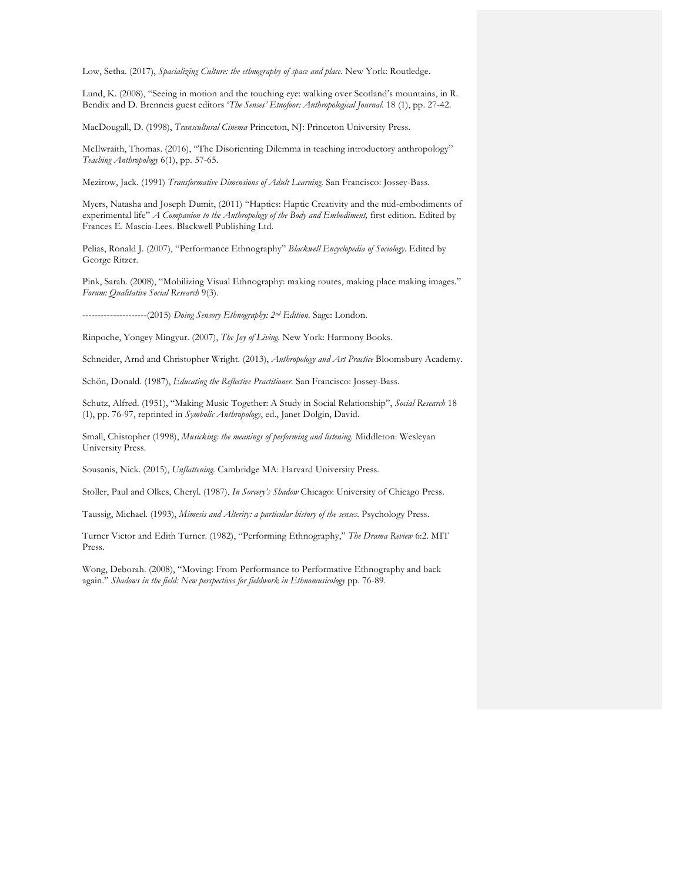Low, Setha. (2017), *Spacializing Culture: the ethnography of space and place*. New York: Routledge.

Lund, K. (2008), "Seeing in motion and the touching eye: walking over Scotland's mountains, in R. Bendix and D. Brenneis guest editors '*The Senses' Etnofoor: Anthropological Journal*. 18 (1), pp. 27-42.

MacDougall, D. (1998), *Transcultural Cinema* Princeton, NJ: Princeton University Press.

McIlwraith, Thomas. (2016), "The Disorienting Dilemma in teaching introductory anthropology" *Teaching Anthropology* 6(1), pp. 57-65.

Mezirow, Jack. (1991) *Transformative Dimensions of Adult Learning*. San Francisco: Jossey-Bass.

Myers, Natasha and Joseph Dumit, (2011) "Haptics: Haptic Creativity and the mid-embodiments of experimental life" *A Companion to the Anthropology of the Body and Embodiment,* first edition. Edited by Frances E. Mascia-Lees. Blackwell Publishing Ltd.

Pelias, Ronald J. (2007), "Performance Ethnography" *Blackwell Encyclopedia of Sociology*. Edited by George Ritzer.

Pink, Sarah. (2008), "Mobilizing Visual Ethnography: making routes, making place making images." *Forum: Qualitative Social Research* 9(3).

---------------------(2015) *Doing Sensory Ethnography: 2nd Edition*. Sage: London.

Rinpoche, Yongey Mingyur. (2007), *The Joy of Living*. New York: Harmony Books.

Schneider, Arnd and Christopher Wright. (2013), *Anthropology and Art Practice* Bloomsbury Academy.

Schön, Donald. (1987), *Educating the Reflective Practitioner*. San Francisco: Jossey-Bass.

Schutz, Alfred. (1951), "Making Music Together: A Study in Social Relationship", *Social Research* 18 (1), pp. 76-97, reprinted in *Symbolic Anthropology*, ed., Janet Dolgin, David.

Small, Chistopher (1998), *Musicking: the meanings of performing and listening*. Middleton: Wesleyan University Press.

Sousanis, Nick. (2015), *Unflattening*. Cambridge MA: Harvard University Press.

Stoller, Paul and Olkes, Cheryl. (1987), *In Sorcery's Shadow* Chicago: University of Chicago Press.

Taussig, Michael. (1993), *Mimesis and Alterity: a particular history of the senses*. Psychology Press.

Turner Victor and Edith Turner. (1982), "Performing Ethnography," *The Drama Review* 6:2. MIT Press.

Wong, Deborah. (2008), "Moving: From Performance to Performative Ethnography and back again." *Shadows in the field: New perspectives for fieldwork in Ethnomusicology* pp. 76-89.